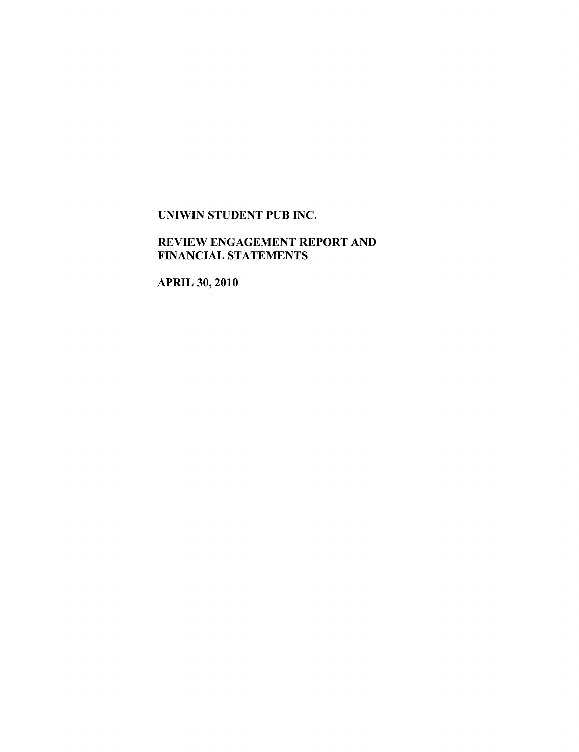# UNIWIN STUDENT PUB INC.

## REVIEW ENGAGEMENT REPORT AND FINANCIAL STATEMENTS

## APRIL 30, 2010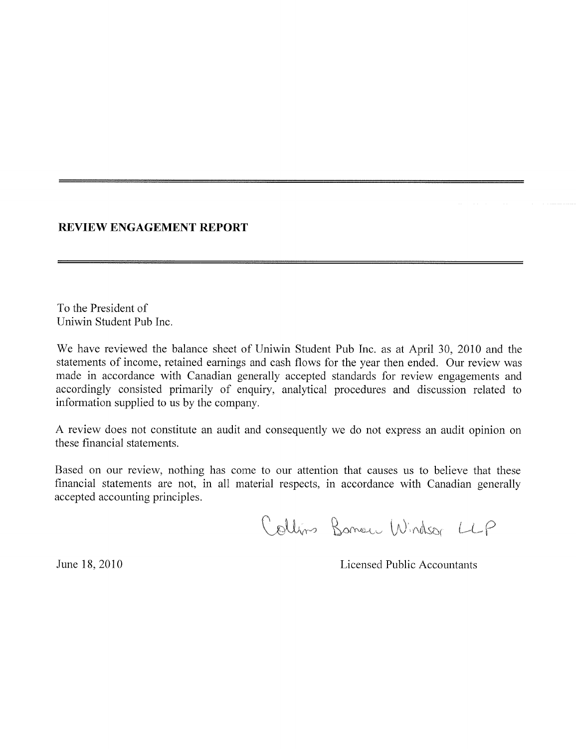## REVIEW ENGAGEMENT REPORT

To the President of
Uniwin Student Pub Inc.

We have reviewed the balance sheet of Uniwin Student Pub Inc. as at April 30, 2010 and the statements of income, retained earnings and cash flows for the year then ended. Our review was made in accordance with Canadian generally accepted standards for review engagements and accordingly consisted primarily of enquiry, analytical procedures and discussion related to information supplied to us by the company.

A review does not constitute an audit and consequently we do not express an audit opinion on these financial statements.

Based on our review, nothing has come to our attention that causes us to believe that these financial statements are not, in all material respects, in accordance with Canadian generally accepted accounting principles.

Collins Barrow Windsor LLP

June 18, 2010

Licensed Public Accountants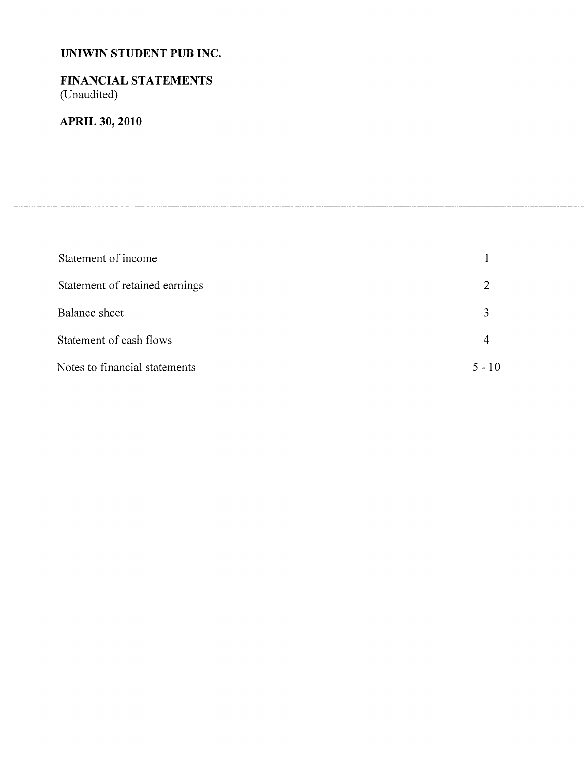**UNIWIN STUDENT PUB INC.**

**FINANCIAL STATEMENTS**
(Unaudited)

**APRIL 30, 2010**

---

| | |
|---|---|
| Statement of income | 1 |
| Statement of retained earnings | 2 |
| Balance sheet | 3 |
| Statement of cash flows | 4 |
| Notes to financial statements | 5 - 10 |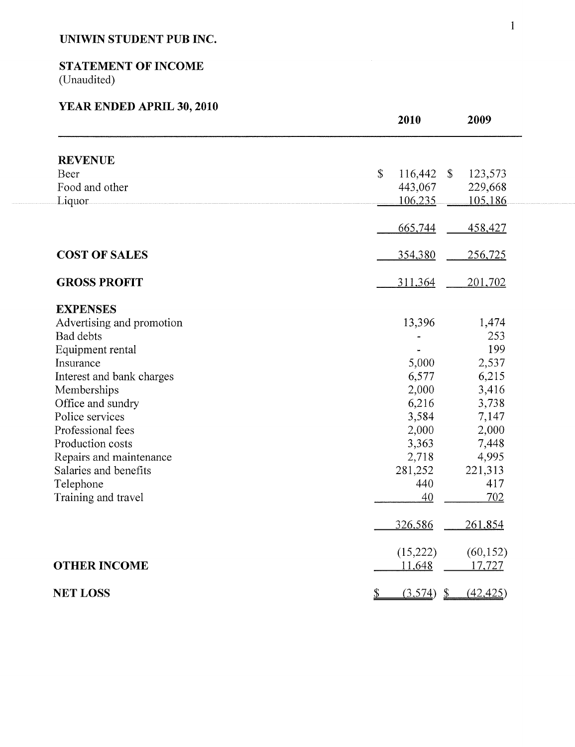# UNIWIN STUDENT PUB INC.

## STATEMENT OF INCOME
(Unaudited)

### YEAR ENDED APRIL 30, 2010

| | 2010 | 2009 |
|---|---|---|
| **REVENUE** | | |
| Beer | $ 116,442 | $ 123,573 |
| Food and other | 443,067 | 229,668 |
| Liquor | 106,235 | 105,186 |
| | 665,744 | 458,427 |
| **COST OF SALES** | 354,380 | 256,725 |
| **GROSS PROFIT** | 311,364 | 201,702 |
| **EXPENSES** | | |
| Advertising and promotion | 13,396 | 1,474 |
| Bad debts | - | 253 |
| Equipment rental | - | 199 |
| Insurance | 5,000 | 2,537 |
| Interest and bank charges | 6,577 | 6,215 |
| Memberships | 2,000 | 3,416 |
| Office and sundry | 6,216 | 3,738 |
| Police services | 3,584 | 7,147 |
| Professional fees | 2,000 | 2,000 |
| Production costs | 3,363 | 7,448 |
| Repairs and maintenance | 2,718 | 4,995 |
| Salaries and benefits | 281,252 | 221,313 |
| Telephone | 440 | 417 |
| Training and travel | 40 | 702 |
| | 326,586 | 261,854 |
| | (15,222) | (60,152) |
| **OTHER INCOME** | 11,648 | 17,727 |
| **NET LOSS** | $ (3,574) | $ (42,425) |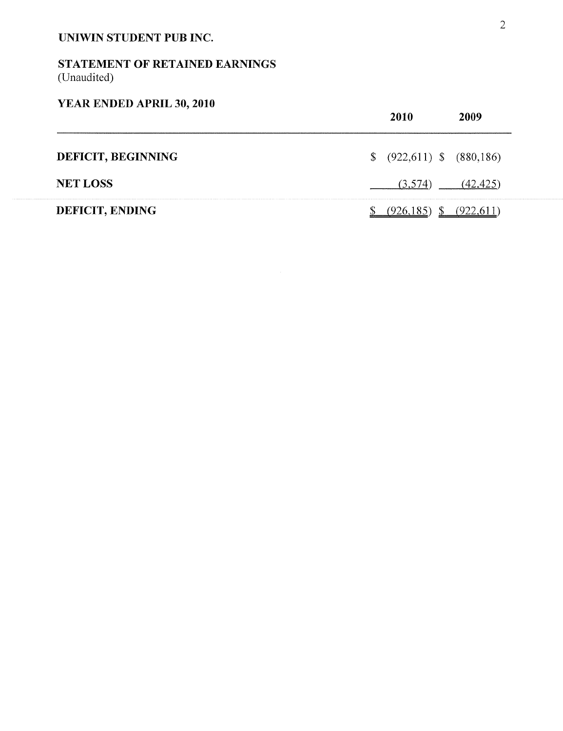# UNIWIN STUDENT PUB INC.

## STATEMENT OF RETAINED EARNINGS
(Unaudited)

### YEAR ENDED APRIL 30, 2010

| | 2010 | 2009 |
|---|---|---|
| **DEFICIT, BEGINNING** | $ (922,611) | $ (880,186) |
| **NET LOSS** | (3,574) | (42,425) |
| **DEFICIT, ENDING** | $ (926,185) | $ (922,611) |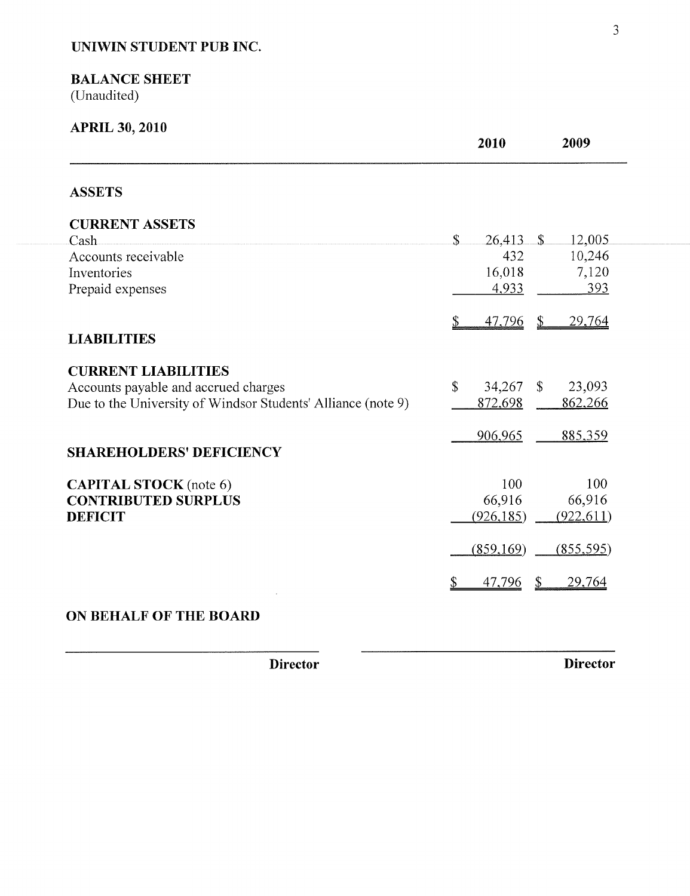**UNIWIN STUDENT PUB INC.**

**BALANCE SHEET**
(Unaudited)

**APRIL 30, 2010**

| | 2010 | 2009 |
|---|---|---|
| **ASSETS** | | |
| **CURRENT ASSETS** | | |
| Cash | $ 26,413 | $ 12,005 |
| Accounts receivable | 432 | 10,246 |
| Inventories | 16,018 | 7,120 |
| Prepaid expenses | 4,933 | 393 |
| | $ 47,796 | $ 29,764 |
| **LIABILITIES** | | |
| **CURRENT LIABILITIES** | | |
| Accounts payable and accrued charges | $ 34,267 | $ 23,093 |
| Due to the University of Windsor Students' Alliance (note 9) | 872,698 | 862,266 |
| | 906,965 | 885,359 |
| **SHAREHOLDERS' DEFICIENCY** | | |
| **CAPITAL STOCK** (note 6) | 100 | 100 |
| **CONTRIBUTED SURPLUS** | 66,916 | 66,916 |
| **DEFICIT** | (926,185) | (922,611) |
| | (859,169) | (855,595) |
| | $ 47,796 | $ 29,764 |

**ON BEHALF OF THE BOARD**

\_\_\_\_\_\_\_\_\_\_\_\_\_\_\_\_\_\_\_\_\_\_\_\_\_\_\_\_ **Director**

\_\_\_\_\_\_\_\_\_\_\_\_\_\_\_\_\_\_\_\_\_\_\_\_\_\_\_\_ **Director**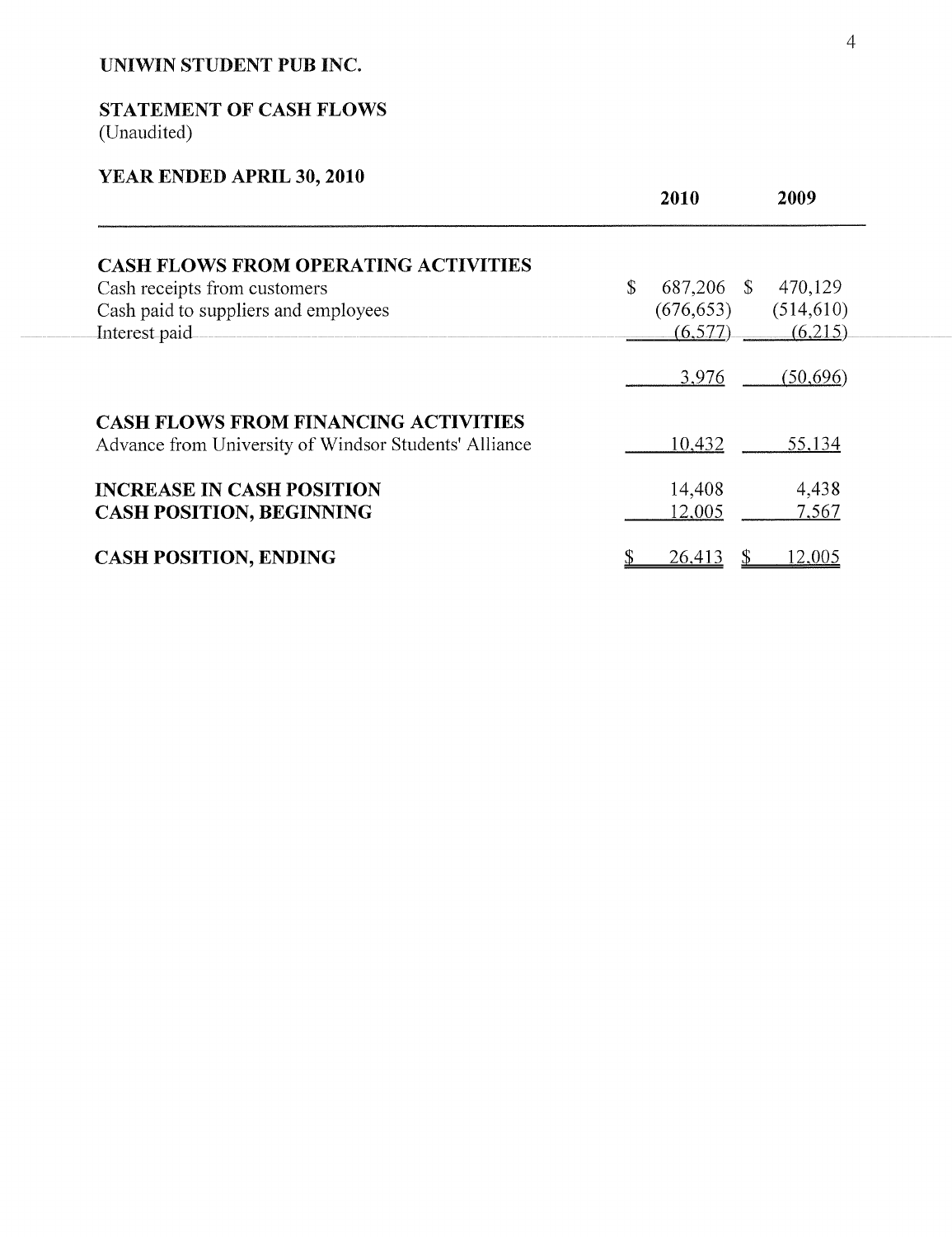**UNIWIN STUDENT PUB INC.**

**STATEMENT OF CASH FLOWS**
(Unaudited)

**YEAR ENDED APRIL 30, 2010**

| | 2010 | 2009 |
|---|---|---|
| **CASH FLOWS FROM OPERATING ACTIVITIES** | | |
| Cash receipts from customers | $ 687,206 | $ 470,129 |
| Cash paid to suppliers and employees | (676,653) | (514,610) |
| Interest paid | (6,577) | (6,215) |
| | 3,976 | (50,696) |
| **CASH FLOWS FROM FINANCING ACTIVITIES** | | |
| Advance from University of Windsor Students' Alliance | 10,432 | 55,134 |
| **INCREASE IN CASH POSITION** | 14,408 | 4,438 |
| **CASH POSITION, BEGINNING** | 12,005 | 7,567 |
| **CASH POSITION, ENDING** | $ 26,413 | $ 12,005 |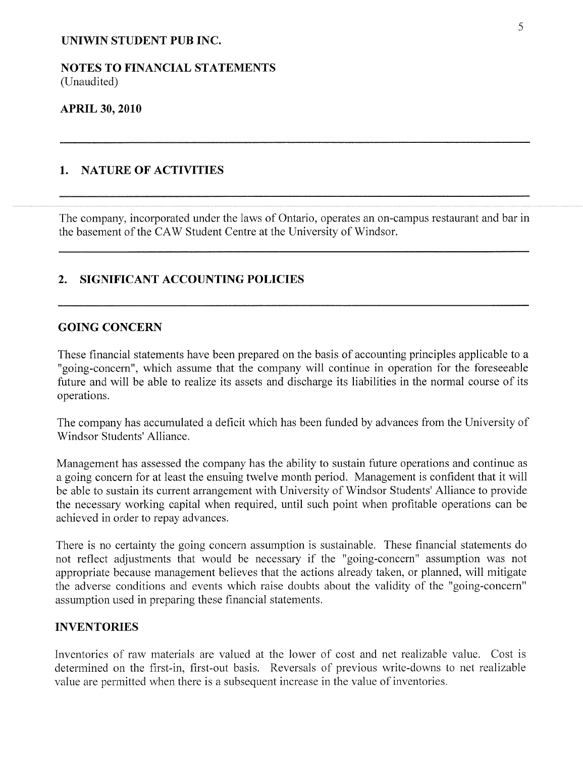**UNIWIN STUDENT PUB INC.**

**NOTES TO FINANCIAL STATEMENTS**
(Unaudited)

**APRIL 30, 2010**

## 1. NATURE OF ACTIVITIES

The company, incorporated under the laws of Ontario, operates an on-campus restaurant and bar in the basement of the CAW Student Centre at the University of Windsor.

## 2. SIGNIFICANT ACCOUNTING POLICIES

### GOING CONCERN

These financial statements have been prepared on the basis of accounting principles applicable to a "going-concern", which assume that the company will continue in operation for the foreseeable future and will be able to realize its assets and discharge its liabilities in the normal course of its operations.

The company has accumulated a deficit which has been funded by advances from the University of Windsor Students' Alliance.

Management has assessed the company has the ability to sustain future operations and continue as a going concern for at least the ensuing twelve month period. Management is confident that it will be able to sustain its current arrangement with University of Windsor Students' Alliance to provide the necessary working capital when required, until such point when profitable operations can be achieved in order to repay advances.

There is no certainty the going concern assumption is sustainable. These financial statements do not reflect adjustments that would be necessary if the "going-concern" assumption was not appropriate because management believes that the actions already taken, or planned, will mitigate the adverse conditions and events which raise doubts about the validity of the "going-concern" assumption used in preparing these financial statements.

### INVENTORIES

Inventories of raw materials are valued at the lower of cost and net realizable value. Cost is determined on the first-in, first-out basis. Reversals of previous write-downs to net realizable value are permitted when there is a subsequent increase in the value of inventories.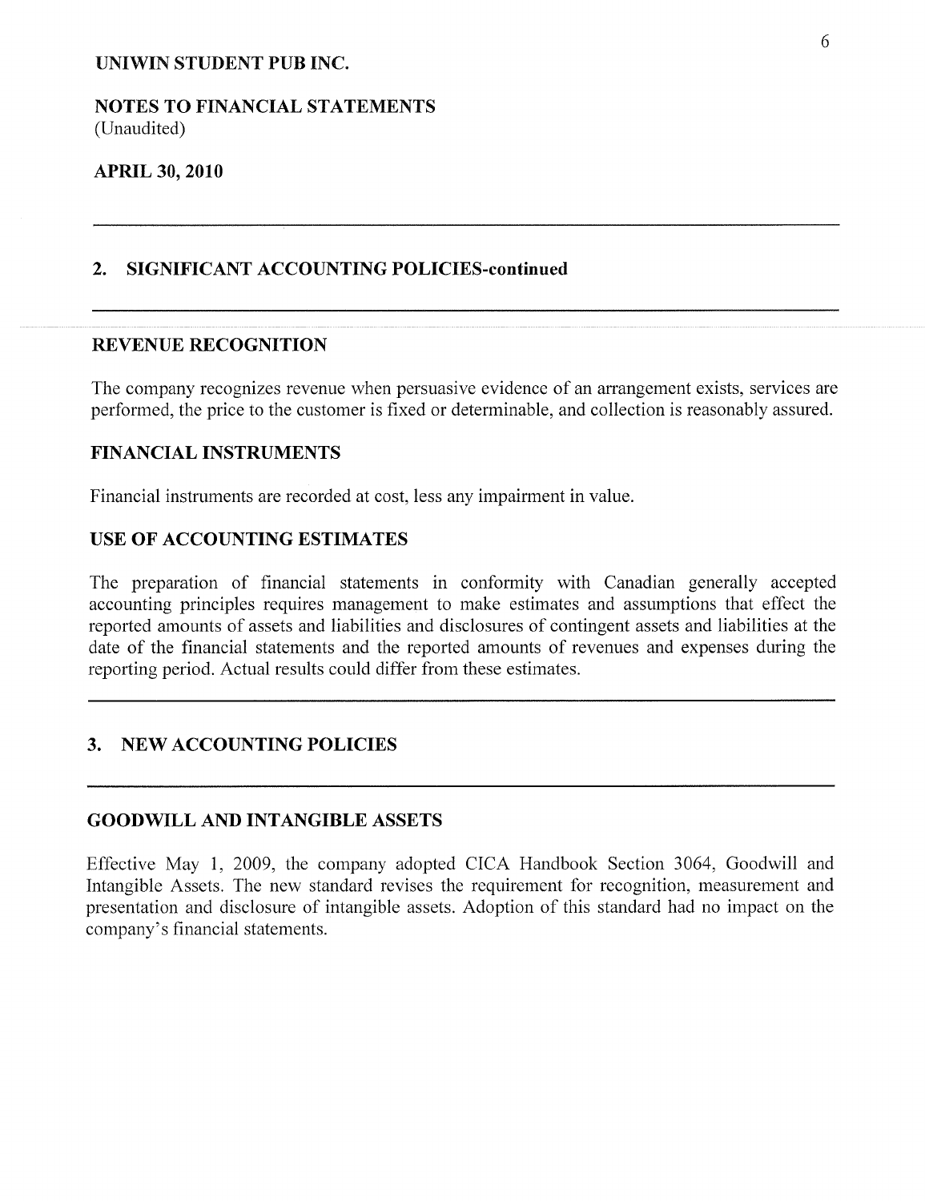**UNIWIN STUDENT PUB INC.**

**NOTES TO FINANCIAL STATEMENTS**
(Unaudited)

**APRIL 30, 2010**

## 2. SIGNIFICANT ACCOUNTING POLICIES-continued

### REVENUE RECOGNITION

The company recognizes revenue when persuasive evidence of an arrangement exists, services are performed, the price to the customer is fixed or determinable, and collection is reasonably assured.

### FINANCIAL INSTRUMENTS

Financial instruments are recorded at cost, less any impairment in value.

### USE OF ACCOUNTING ESTIMATES

The preparation of financial statements in conformity with Canadian generally accepted accounting principles requires management to make estimates and assumptions that effect the reported amounts of assets and liabilities and disclosures of contingent assets and liabilities at the date of the financial statements and the reported amounts of revenues and expenses during the reporting period. Actual results could differ from these estimates.

## 3. NEW ACCOUNTING POLICIES

### GOODWILL AND INTANGIBLE ASSETS

Effective May 1, 2009, the company adopted CICA Handbook Section 3064, Goodwill and Intangible Assets. The new standard revises the requirement for recognition, measurement and presentation and disclosure of intangible assets. Adoption of this standard had no impact on the company's financial statements.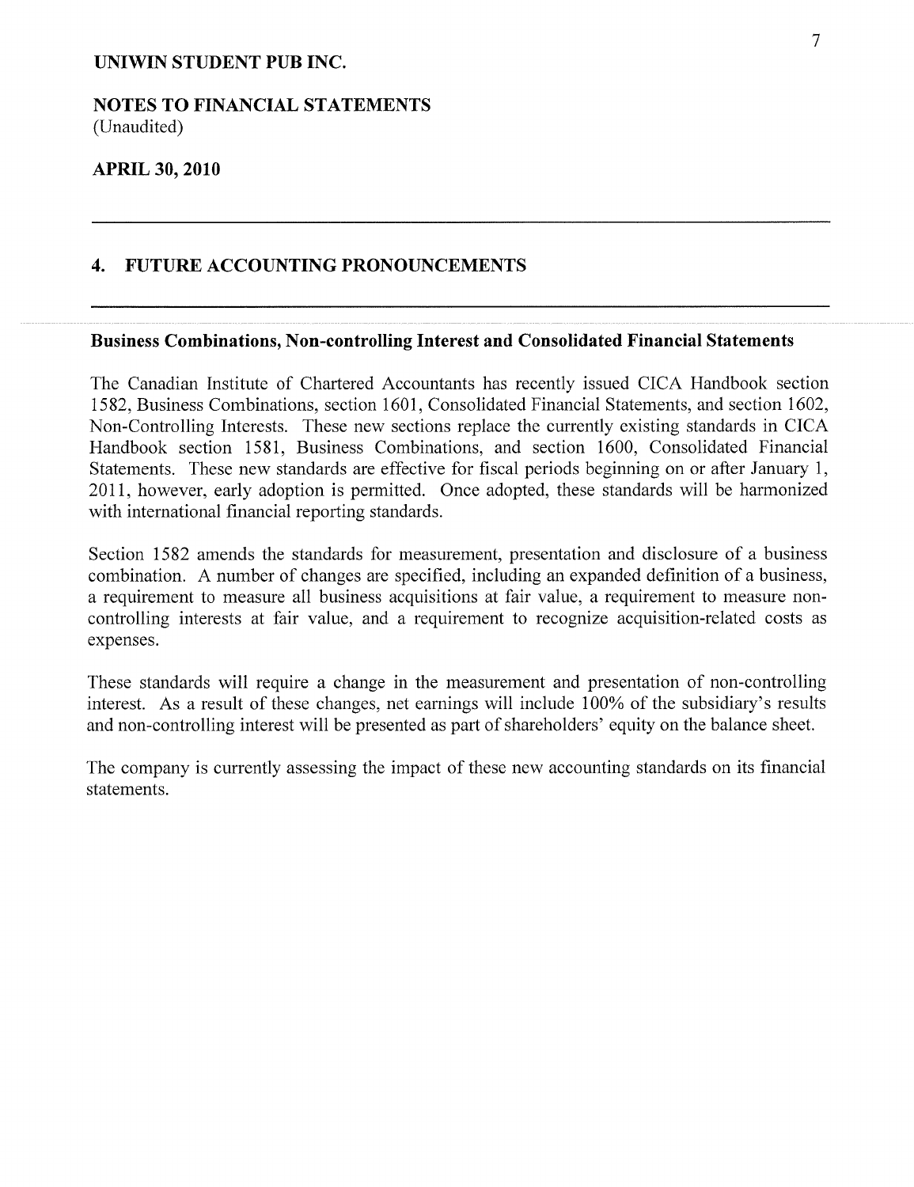**UNIWIN STUDENT PUB INC.**

**NOTES TO FINANCIAL STATEMENTS**
(Unaudited)

**APRIL 30, 2010**

## 4. FUTURE ACCOUNTING PRONOUNCEMENTS

### Business Combinations, Non-controlling Interest and Consolidated Financial Statements

The Canadian Institute of Chartered Accountants has recently issued CICA Handbook section 1582, Business Combinations, section 1601, Consolidated Financial Statements, and section 1602, Non-Controlling Interests. These new sections replace the currently existing standards in CICA Handbook section 1581, Business Combinations, and section 1600, Consolidated Financial Statements. These new standards are effective for fiscal periods beginning on or after January 1, 2011, however, early adoption is permitted. Once adopted, these standards will be harmonized with international financial reporting standards.

Section 1582 amends the standards for measurement, presentation and disclosure of a business combination. A number of changes are specified, including an expanded definition of a business, a requirement to measure all business acquisitions at fair value, a requirement to measure non-controlling interests at fair value, and a requirement to recognize acquisition-related costs as expenses.

These standards will require a change in the measurement and presentation of non-controlling interest. As a result of these changes, net earnings will include 100% of the subsidiary's results and non-controlling interest will be presented as part of shareholders' equity on the balance sheet.

The company is currently assessing the impact of these new accounting standards on its financial statements.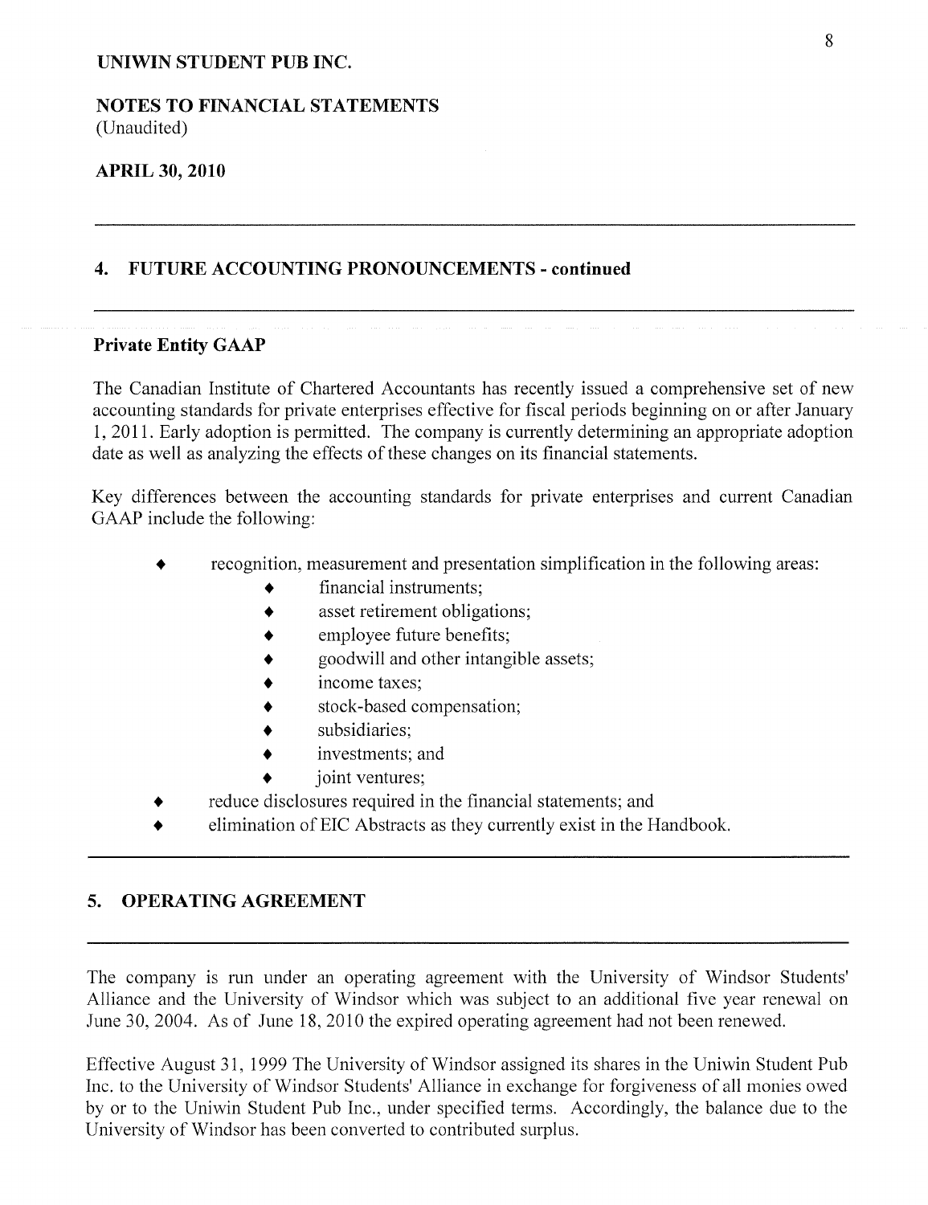**UNIWIN STUDENT PUB INC.**

**NOTES TO FINANCIAL STATEMENTS**
(Unaudited)

**APRIL 30, 2010**

## 4. FUTURE ACCOUNTING PRONOUNCEMENTS - continued

### Private Entity GAAP

The Canadian Institute of Chartered Accountants has recently issued a comprehensive set of new accounting standards for private enterprises effective for fiscal periods beginning on or after January 1, 2011. Early adoption is permitted. The company is currently determining an appropriate adoption date as well as analyzing the effects of these changes on its financial statements.

Key differences between the accounting standards for private enterprises and current Canadian GAAP include the following:

- recognition, measurement and presentation simplification in the following areas:
  - financial instruments;
  - asset retirement obligations;
  - employee future benefits;
  - goodwill and other intangible assets;
  - income taxes;
  - stock-based compensation;
  - subsidiaries;
  - investments; and
  - joint ventures;
- reduce disclosures required in the financial statements; and
- elimination of EIC Abstracts as they currently exist in the Handbook.

## 5. OPERATING AGREEMENT

The company is run under an operating agreement with the University of Windsor Students' Alliance and the University of Windsor which was subject to an additional five year renewal on June 30, 2004. As of June 18, 2010 the expired operating agreement had not been renewed.

Effective August 31, 1999 The University of Windsor assigned its shares in the Uniwin Student Pub Inc. to the University of Windsor Students' Alliance in exchange for forgiveness of all monies owed by or to the Uniwin Student Pub Inc., under specified terms. Accordingly, the balance due to the University of Windsor has been converted to contributed surplus.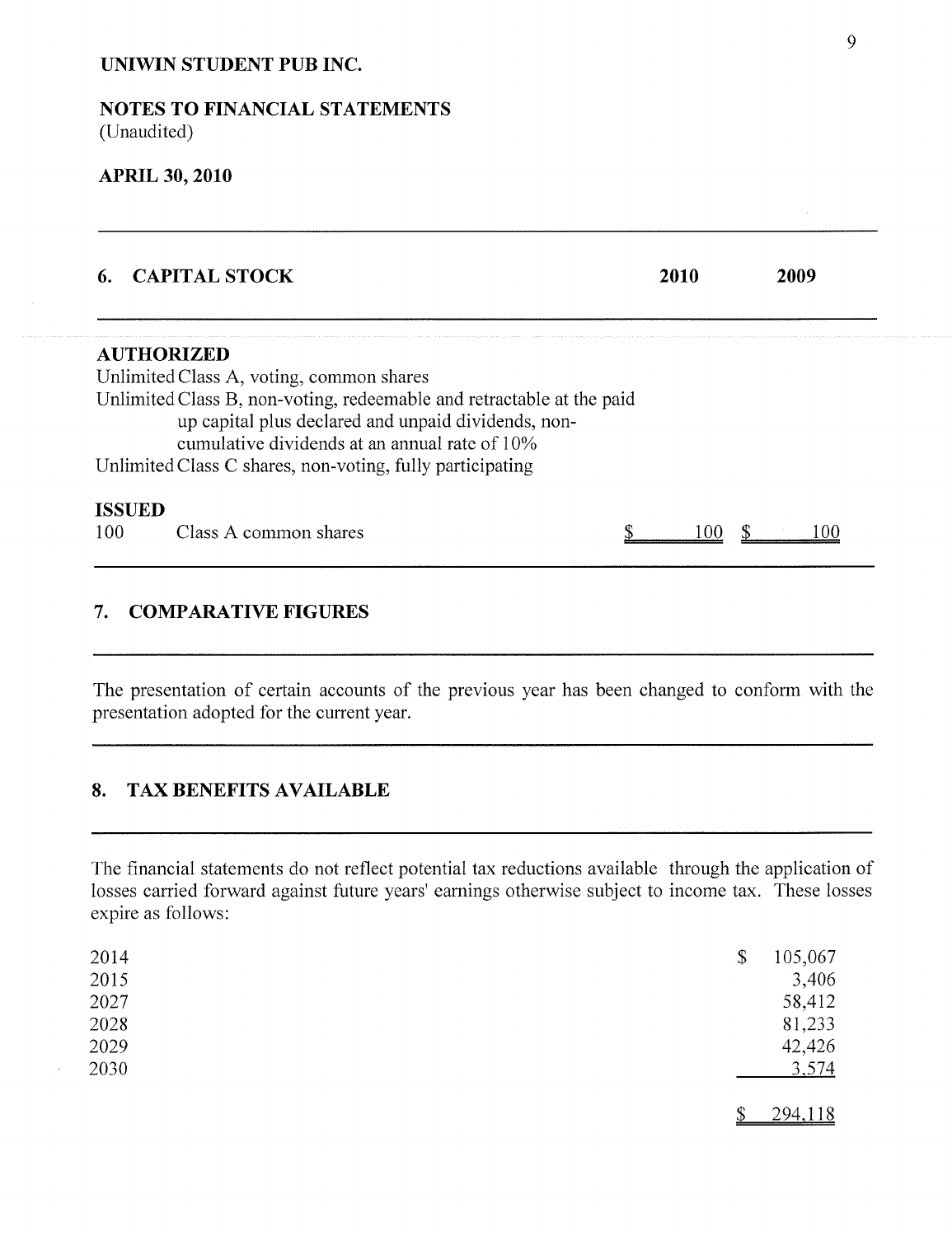# UNIWIN STUDENT PUB INC.

## NOTES TO FINANCIAL STATEMENTS
(Unaudited)

## APRIL 30, 2010

### 6. CAPITAL STOCK

| | 2010 | 2009 |
|---|---|---|
| **AUTHORIZED** | | |
| Unlimited Class A, voting, common shares | | |
| Unlimited Class B, non-voting, redeemable and retractable at the paid up capital plus declared and unpaid dividends, non-cumulative dividends at an annual rate of 10% | | |
| Unlimited Class C shares, non-voting, fully participating | | |
| **ISSUED** | | |
| 100 Class A common shares | $ 100 | $ 100 |

### 7. COMPARATIVE FIGURES

The presentation of certain accounts of the previous year has been changed to conform with the presentation adopted for the current year.

### 8. TAX BENEFITS AVAILABLE

The financial statements do not reflect potential tax reductions available through the application of losses carried forward against future years' earnings otherwise subject to income tax. These losses expire as follows:

| | |
|---|---|
| 2014 | $ 105,067 |
| 2015 | 3,406 |
| 2027 | 58,412 |
| 2028 | 81,233 |
| 2029 | 42,426 |
| 2030 | 3,574 |
| | $ 294,118 |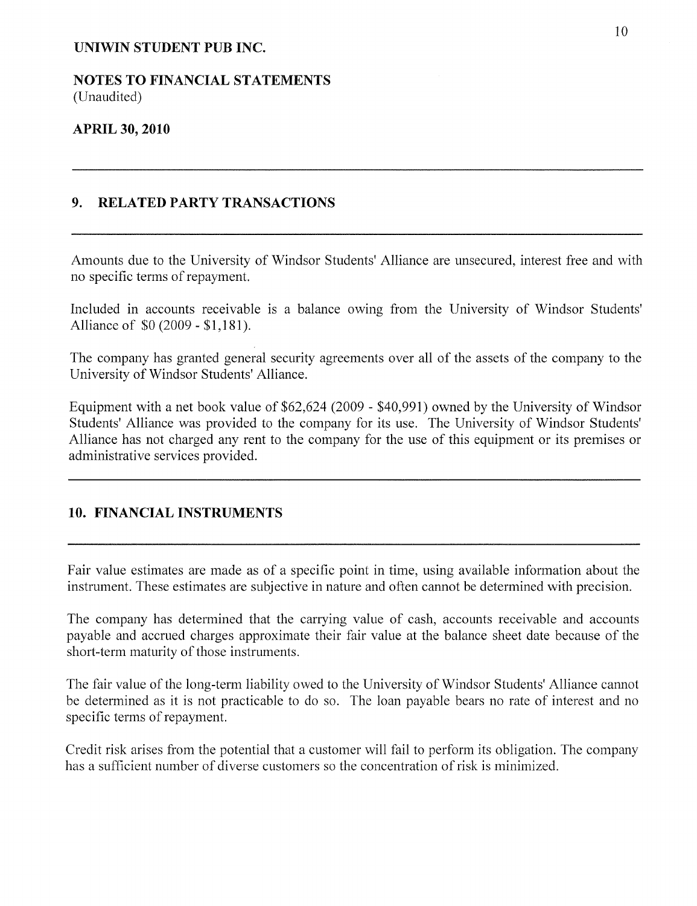**UNIWIN STUDENT PUB INC.**

**NOTES TO FINANCIAL STATEMENTS**
(Unaudited)

**APRIL 30, 2010**

## 9. RELATED PARTY TRANSACTIONS

Amounts due to the University of Windsor Students' Alliance are unsecured, interest free and with no specific terms of repayment.

Included in accounts receivable is a balance owing from the University of Windsor Students' Alliance of $0 (2009 - $1,181).

The company has granted general security agreements over all of the assets of the company to the University of Windsor Students' Alliance.

Equipment with a net book value of $62,624 (2009 - $40,991) owned by the University of Windsor Students' Alliance was provided to the company for its use. The University of Windsor Students' Alliance has not charged any rent to the company for the use of this equipment or its premises or administrative services provided.

## 10. FINANCIAL INSTRUMENTS

Fair value estimates are made as of a specific point in time, using available information about the instrument. These estimates are subjective in nature and often cannot be determined with precision.

The company has determined that the carrying value of cash, accounts receivable and accounts payable and accrued charges approximate their fair value at the balance sheet date because of the short-term maturity of those instruments.

The fair value of the long-term liability owed to the University of Windsor Students' Alliance cannot be determined as it is not practicable to do so. The loan payable bears no rate of interest and no specific terms of repayment.

Credit risk arises from the potential that a customer will fail to perform its obligation. The company has a sufficient number of diverse customers so the concentration of risk is minimized.